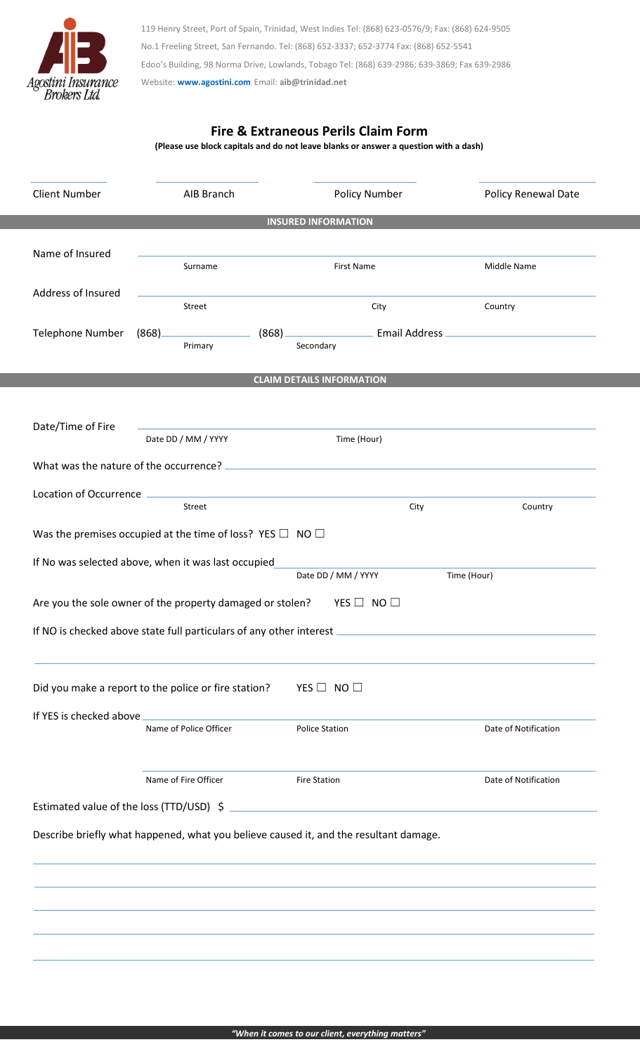119 Henry Street, Port of Spain, Trinidad, West Indies Tel: (868) 623-0576/9; Fax: (868) 624-9505
No.1 Freeling Street, San Fernando. Tel: (868) 652-3337; 652-3774 Fax: (868) 652-5541
Edoo's Building, 98 Norma Drive, Lowlands, Tobago Tel: (868) 639-2986; 639-3869; Fax 639-2986
Website: **www.agostini.com** Email: **aib@trinidad.net**

# Fire & Extraneous Perils Claim Form

**(Please use block capitals and do not leave blanks or answer a question with a dash)**

| Client Number | AIB Branch | Policy Number | Policy Renewal Date |
|---|---|---|---|
| | | | |

## INSURED INFORMATION

Name of Insured ______________________
Surname | First Name | Middle Name

Address of Insured ______________________
Street | City | Country

Telephone Number (868)__________ (868)__________ Email Address __________
Primary | Secondary

## CLAIM DETAILS INFORMATION

Date/Time of Fire ______________________
Date DD / MM / YYYY | Time (Hour)

What was the nature of the occurrence? ______________________

Location of Occurrence ______________________
Street | City | Country

Was the premises occupied at the time of loss? YES ☐ NO ☐

If No was selected above, when it was last occupied ______________________
Date DD / MM / YYYY | Time (Hour)

Are you the sole owner of the property damaged or stolen? YES ☐ NO ☐

If NO is checked above state full particulars of any other interest ______________________

______________________

Did you make a report to the police or fire station? YES ☐ NO ☐

If YES is checked above ______________________
Name of Police Officer | Police Station | Date of Notification

______________________
Name of Fire Officer | Fire Station | Date of Notification

Estimated value of the loss (TTD/USD) $ ______________________

Describe briefly what happened, what you believe caused it, and the resultant damage.

______________________

______________________

______________________

______________________

______________________

*"When it comes to our client, everything matters"*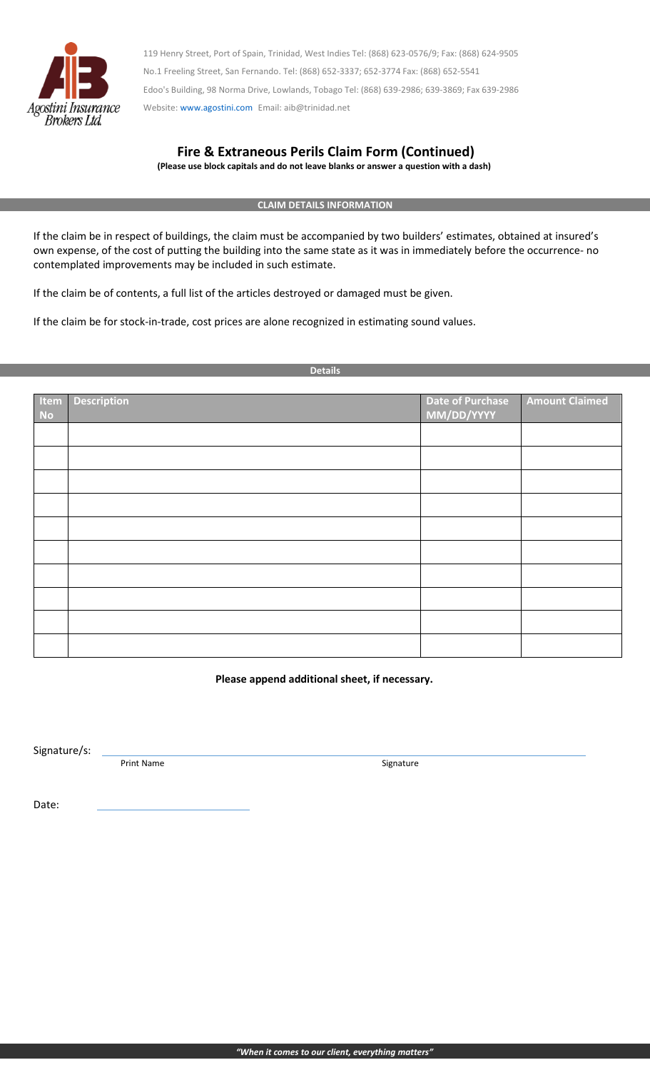119 Henry Street, Port of Spain, Trinidad, West Indies Tel: (868) 623-0576/9; Fax: (868) 624-9505
No.1 Freeling Street, San Fernando. Tel: (868) 652-3337; 652-3774 Fax: (868) 652-5541
Edoo's Building, 98 Norma Drive, Lowlands, Tobago Tel: (868) 639-2986; 639-3869; Fax 639-2986
Website: www.agostini.com Email: aib@trinidad.net

# Fire & Extraneous Perils Claim Form (Continued)

**(Please use block capitals and do not leave blanks or answer a question with a dash)**

## CLAIM DETAILS INFORMATION

If the claim be in respect of buildings, the claim must be accompanied by two builders' estimates, obtained at insured's own expense, of the cost of putting the building into the same state as it was in immediately before the occurrence- no contemplated improvements may be included in such estimate.

If the claim be of contents, a full list of the articles destroyed or damaged must be given.

If the claim be for stock-in-trade, cost prices are alone recognized in estimating sound values.

## Details

| Item No | Description | Date of Purchase MM/DD/YYYY | Amount Claimed |
|---|---|---|---|
| | | | |
| | | | |
| | | | |
| | | | |
| | | | |
| | | | |
| | | | |
| | | | |
| | | | |
| | | | |

**Please append additional sheet, if necessary.**

Signature/s: ______________________________________________

Print Name Signature

Date: ____________________

***"When it comes to our client, everything matters"***